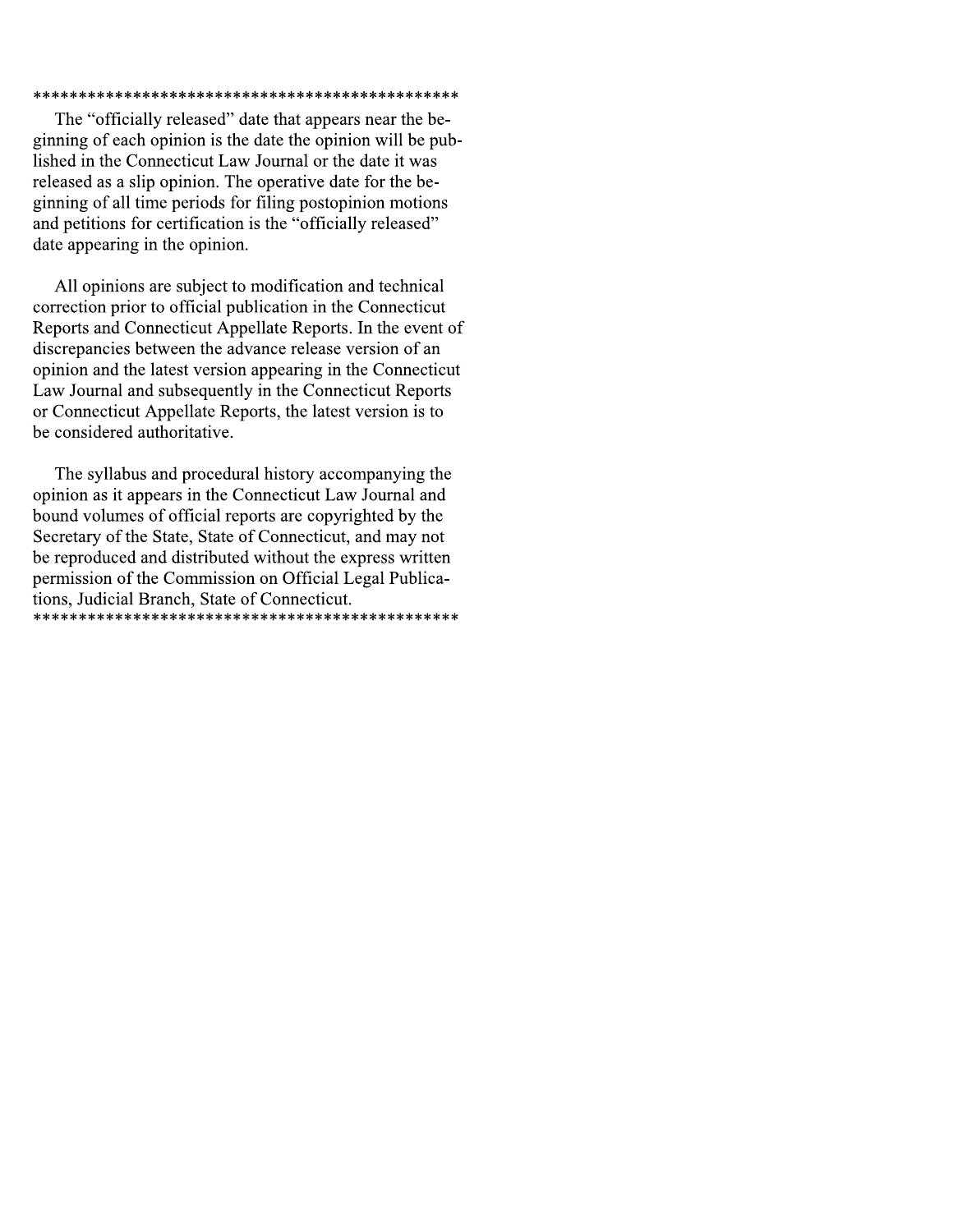\*\*\*\*\*\*\*\*\*\*\*\*\*\*\*\*\*\*\*\*\*\*\*\*\*\*\*\*\*\*\*\*\*\*\*\*\*\*\*\*\*\*\*\*\*\*\*

The "officially released" date that appears near the beginning of each opinion is the date the opinion will be published in the Connecticut Law Journal or the date it was released as a slip opinion. The operative date for the beginning of all time periods for filing postopinion motions and petitions for certification is the "officially released" date appearing in the opinion.

All opinions are subject to modification and technical correction prior to official publication in the Connecticut Reports and Connecticut Appellate Reports. In the event of discrepancies between the advance release version of an opinion and the latest version appearing in the Connecticut Law Journal and subsequently in the Connecticut Reports or Connecticut Appellate Reports, the latest version is to be considered authoritative.

The syllabus and procedural history accompanying the opinion as it appears in the Connecticut Law Journal and bound volumes of official reports are copyrighted by the Secretary of the State, State of Connecticut, and may not be reproduced and distributed without the express written permission of the Commission on Official Legal Publications, Judicial Branch, State of Connecticut.

\*\*\*\*\*\*\*\*\*\*\*\*\*\*\*\*\*\*\*\*\*\*\*\*\*\*\*\*\*\*\*\*\*\*\*\*\*\*\*\*\*\*\*\*\*\*\*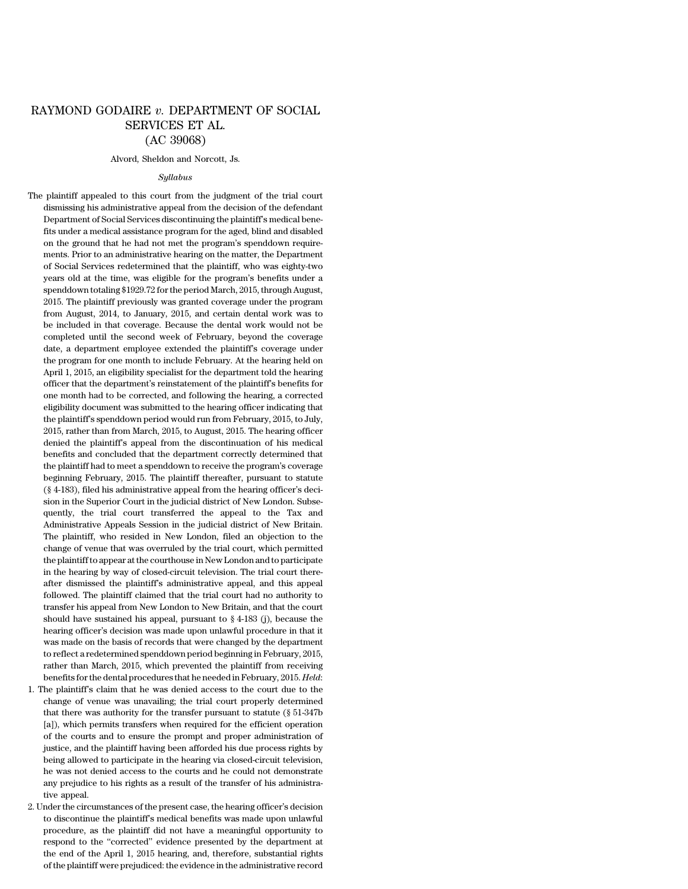# RAYMOND GODAIRE *v.* DEPARTMENT OF SOCIAL SERVICES ET AL.
## (AC 39068)

Alvord, Sheldon and Norcott, Js.

*Syllabus*

The plaintiff appealed to this court from the judgment of the trial court dismissing his administrative appeal from the decision of the defendant Department of Social Services discontinuing the plaintiff's medical benefits under a medical assistance program for the aged, blind and disabled on the ground that he had not met the program's spenddown requirements. Prior to an administrative hearing on the matter, the Department of Social Services redetermined that the plaintiff, who was eighty-two years old at the time, was eligible for the program's benefits under a spenddown totaling $1929.72 for the period March, 2015, through August, 2015. The plaintiff previously was granted coverage under the program from August, 2014, to January, 2015, and certain dental work was to be included in that coverage. Because the dental work would not be completed until the second week of February, beyond the coverage date, a department employee extended the plaintiff's coverage under the program for one month to include February. At the hearing held on April 1, 2015, an eligibility specialist for the department told the hearing officer that the department's reinstatement of the plaintiff's benefits for one month had to be corrected, and following the hearing, a corrected eligibility document was submitted to the hearing officer indicating that the plaintiff's spenddown period would run from February, 2015, to July, 2015, rather than from March, 2015, to August, 2015. The hearing officer denied the plaintiff's appeal from the discontinuation of his medical benefits and concluded that the department correctly determined that the plaintiff had to meet a spenddown to receive the program's coverage beginning February, 2015. The plaintiff thereafter, pursuant to statute (§ 4-183), filed his administrative appeal from the hearing officer's decision in the Superior Court in the judicial district of New London. Subsequently, the trial court transferred the appeal to the Tax and Administrative Appeals Session in the judicial district of New Britain. The plaintiff, who resided in New London, filed an objection to the change of venue that was overruled by the trial court, which permitted the plaintiff to appear at the courthouse in New London and to participate in the hearing by way of closed-circuit television. The trial court thereafter dismissed the plaintiff's administrative appeal, and this appeal followed. The plaintiff claimed that the trial court had no authority to transfer his appeal from New London to New Britain, and that the court should have sustained his appeal, pursuant to § 4-183 (j), because the hearing officer's decision was made upon unlawful procedure in that it was made on the basis of records that were changed by the department to reflect a redetermined spenddown period beginning in February, 2015, rather than March, 2015, which prevented the plaintiff from receiving benefits for the dental procedures that he needed in February, 2015. *Held*:

1. The plaintiff's claim that he was denied access to the court due to the change of venue was unavailing; the trial court properly determined that there was authority for the transfer pursuant to statute (§ 51-347b [a]), which permits transfers when required for the efficient operation of the courts and to ensure the prompt and proper administration of justice, and the plaintiff having been afforded his due process rights by being allowed to participate in the hearing via closed-circuit television, he was not denied access to the courts and he could not demonstrate any prejudice to his rights as a result of the transfer of his administrative appeal.
2. Under the circumstances of the present case, the hearing officer's decision to discontinue the plaintiff's medical benefits was made upon unlawful procedure, as the plaintiff did not have a meaningful opportunity to respond to the "corrected" evidence presented by the department at the end of the April 1, 2015 hearing, and, therefore, substantial rights of the plaintiff were prejudiced: the evidence in the administrative record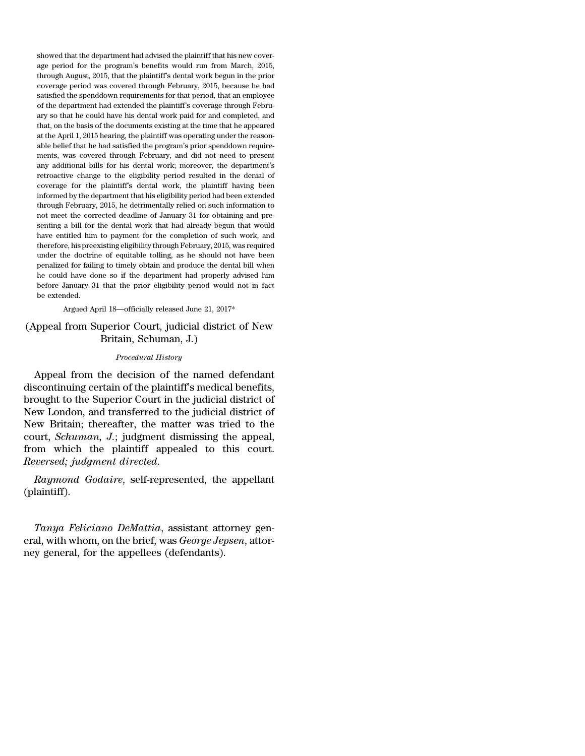showed that the department had advised the plaintiff that his new coverage period for the program's benefits would run from March, 2015, through August, 2015, that the plaintiff's dental work begun in the prior coverage period was covered through February, 2015, because he had satisfied the spenddown requirements for that period, that an employee of the department had extended the plaintiff's coverage through February so that he could have his dental work paid for and completed, and that, on the basis of the documents existing at the time that he appeared at the April 1, 2015 hearing, the plaintiff was operating under the reasonable belief that he had satisfied the program's prior spenddown requirements, was covered through February, and did not need to present any additional bills for his dental work; moreover, the department's retroactive change to the eligibility period resulted in the denial of coverage for the plaintiff's dental work, the plaintiff having been informed by the department that his eligibility period had been extended through February, 2015, he detrimentally relied on such information to not meet the corrected deadline of January 31 for obtaining and presenting a bill for the dental work that had already begun that would have entitled him to payment for the completion of such work, and therefore, his preexisting eligibility through February, 2015, was required under the doctrine of equitable tolling, as he should not have been penalized for failing to timely obtain and produce the dental bill when he could have done so if the department had properly advised him before January 31 that the prior eligibility period would not in fact be extended.

Argued April 18—officially released June 21, 2017*

(Appeal from Superior Court, judicial district of New Britain, Schuman, J.)

*Procedural History*

Appeal from the decision of the named defendant discontinuing certain of the plaintiff's medical benefits, brought to the Superior Court in the judicial district of New London, and transferred to the judicial district of New Britain; thereafter, the matter was tried to the court, *Schuman*, *J.*; judgment dismissing the appeal, from which the plaintiff appealed to this court. *Reversed; judgment directed*.

*Raymond Godaire*, self-represented, the appellant (plaintiff).

*Tanya Feliciano DeMattia*, assistant attorney general, with whom, on the brief, was *George Jepsen*, attorney general, for the appellees (defendants).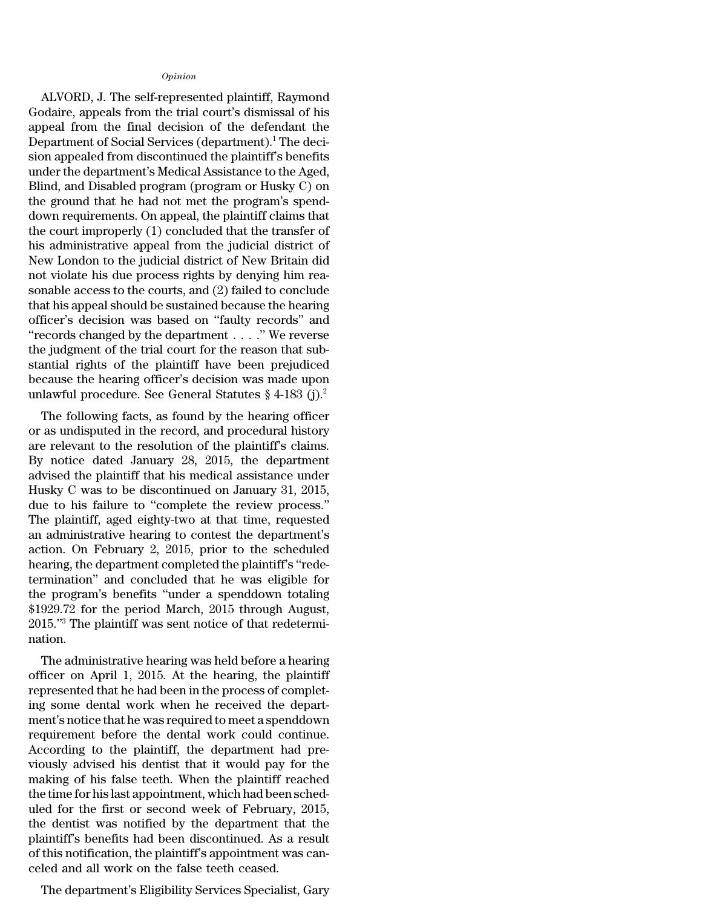*Opinion*

ALVORD, J. The self-represented plaintiff, Raymond Godaire, appeals from the trial court's dismissal of his appeal from the final decision of the defendant the Department of Social Services (department).[1] The decision appealed from discontinued the plaintiff's benefits under the department's Medical Assistance to the Aged, Blind, and Disabled program (program or Husky C) on the ground that he had not met the program's spend-down requirements. On appeal, the plaintiff claims that the court improperly (1) concluded that the transfer of his administrative appeal from the judicial district of New London to the judicial district of New Britain did not violate his due process rights by denying him reasonable access to the courts, and (2) failed to conclude that his appeal should be sustained because the hearing officer's decision was based on "faulty records" and "records changed by the department . . . ." We reverse the judgment of the trial court for the reason that substantial rights of the plaintiff have been prejudiced because the hearing officer's decision was made upon unlawful procedure. See General Statutes § 4-183 (j).[2]

The following facts, as found by the hearing officer or as undisputed in the record, and procedural history are relevant to the resolution of the plaintiff's claims. By notice dated January 28, 2015, the department advised the plaintiff that his medical assistance under Husky C was to be discontinued on January 31, 2015, due to his failure to "complete the review process." The plaintiff, aged eighty-two at that time, requested an administrative hearing to contest the department's action. On February 2, 2015, prior to the scheduled hearing, the department completed the plaintiff's "redetermination" and concluded that he was eligible for the program's benefits "under a spenddown totaling $1929.72 for the period March, 2015 through August, 2015."[3] The plaintiff was sent notice of that redetermination.

The administrative hearing was held before a hearing officer on April 1, 2015. At the hearing, the plaintiff represented that he had been in the process of completing some dental work when he received the department's notice that he was required to meet a spenddown requirement before the dental work could continue. According to the plaintiff, the department had previously advised his dentist that it would pay for the making of his false teeth. When the plaintiff reached the time for his last appointment, which had been scheduled for the first or second week of February, 2015, the dentist was notified by the department that the plaintiff's benefits had been discontinued. As a result of this notification, the plaintiff's appointment was canceled and all work on the false teeth ceased.

The department's Eligibility Services Specialist, Gary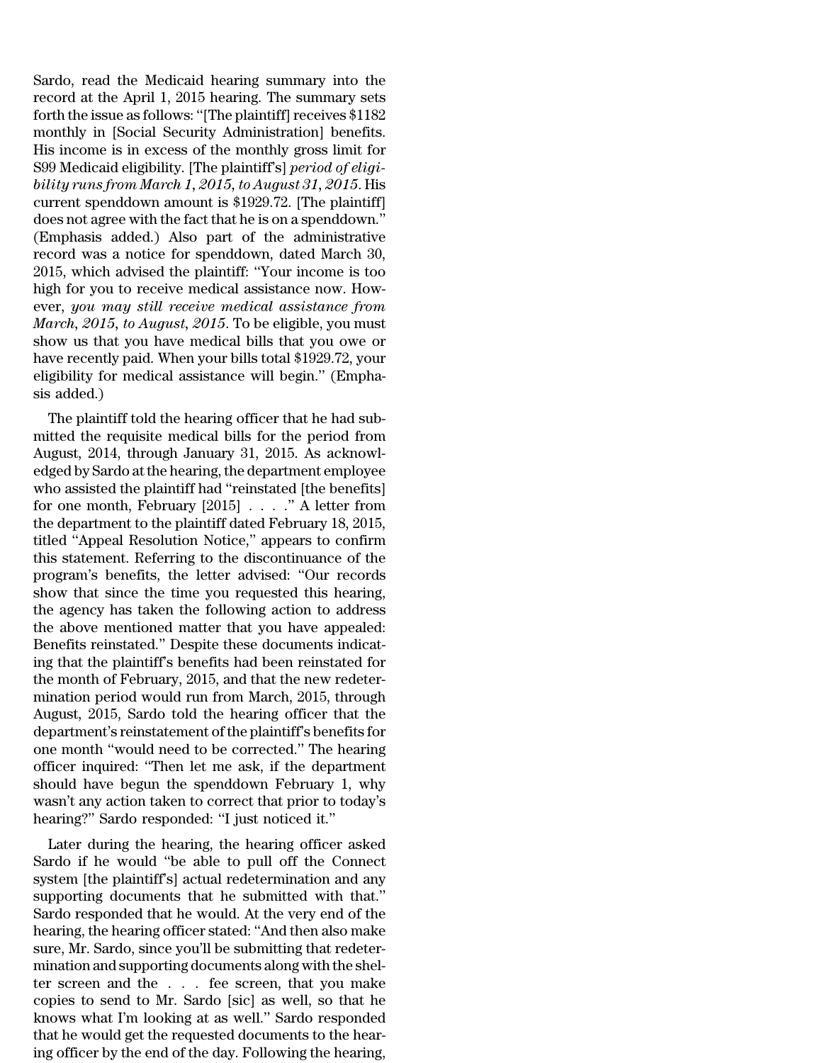Sardo, read the Medicaid hearing summary into the record at the April 1, 2015 hearing. The summary sets forth the issue as follows: "[The plaintiff] receives $1182 monthly in [Social Security Administration] benefits. His income is in excess of the monthly gross limit for S99 Medicaid eligibility. [The plaintiff's] *period of eligibility runs from March 1, 2015, to August 31, 2015*. His current spenddown amount is $1929.72. [The plaintiff] does not agree with the fact that he is on a spenddown." (Emphasis added.) Also part of the administrative record was a notice for spenddown, dated March 30, 2015, which advised the plaintiff: "Your income is too high for you to receive medical assistance now. However, *you may still receive medical assistance from March, 2015, to August, 2015*. To be eligible, you must show us that you have medical bills that you owe or have recently paid. When your bills total $1929.72, your eligibility for medical assistance will begin." (Emphasis added.)

The plaintiff told the hearing officer that he had submitted the requisite medical bills for the period from August, 2014, through January 31, 2015. As acknowledged by Sardo at the hearing, the department employee who assisted the plaintiff had "reinstated [the benefits] for one month, February [2015] . . . ." A letter from the department to the plaintiff dated February 18, 2015, titled "Appeal Resolution Notice," appears to confirm this statement. Referring to the discontinuance of the program's benefits, the letter advised: "Our records show that since the time you requested this hearing, the agency has taken the following action to address the above mentioned matter that you have appealed: Benefits reinstated." Despite these documents indicating that the plaintiff's benefits had been reinstated for the month of February, 2015, and that the new redetermination period would run from March, 2015, through August, 2015, Sardo told the hearing officer that the department's reinstatement of the plaintiff's benefits for one month "would need to be corrected." The hearing officer inquired: "Then let me ask, if the department should have begun the spenddown February 1, why wasn't any action taken to correct that prior to today's hearing?" Sardo responded: "I just noticed it."

Later during the hearing, the hearing officer asked Sardo if he would "be able to pull off the Connect system [the plaintiff's] actual redetermination and any supporting documents that he submitted with that." Sardo responded that he would. At the very end of the hearing, the hearing officer stated: "And then also make sure, Mr. Sardo, since you'll be submitting that redetermination and supporting documents along with the shelter screen and the . . . fee screen, that you make copies to send to Mr. Sardo [sic] as well, so that he knows what I'm looking at as well." Sardo responded that he would get the requested documents to the hearing officer by the end of the day. Following the hearing,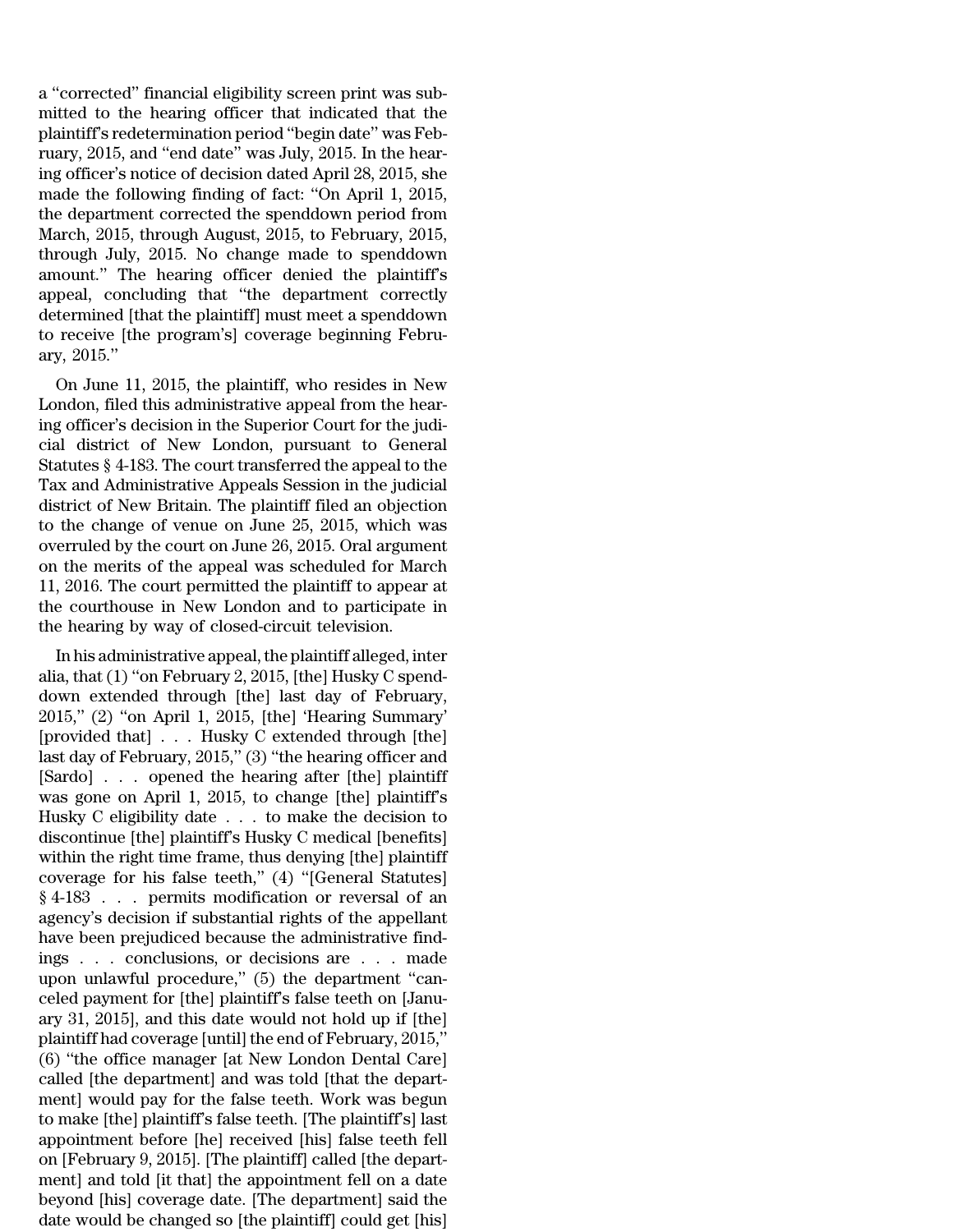a "corrected" financial eligibility screen print was submitted to the hearing officer that indicated that the plaintiff's redetermination period "begin date" was February, 2015, and "end date" was July, 2015. In the hearing officer's notice of decision dated April 28, 2015, she made the following finding of fact: "On April 1, 2015, the department corrected the spenddown period from March, 2015, through August, 2015, to February, 2015, through July, 2015. No change made to spenddown amount." The hearing officer denied the plaintiff's appeal, concluding that "the department correctly determined [that the plaintiff] must meet a spenddown to receive [the program's] coverage beginning February, 2015."

On June 11, 2015, the plaintiff, who resides in New London, filed this administrative appeal from the hearing officer's decision in the Superior Court for the judicial district of New London, pursuant to General Statutes § 4-183. The court transferred the appeal to the Tax and Administrative Appeals Session in the judicial district of New Britain. The plaintiff filed an objection to the change of venue on June 25, 2015, which was overruled by the court on June 26, 2015. Oral argument on the merits of the appeal was scheduled for March 11, 2016. The court permitted the plaintiff to appear at the courthouse in New London and to participate in the hearing by way of closed-circuit television.

In his administrative appeal, the plaintiff alleged, inter alia, that (1) "on February 2, 2015, [the] Husky C spenddown extended through [the] last day of February, 2015," (2) "on April 1, 2015, [the] 'Hearing Summary' [provided that] . . . Husky C extended through [the] last day of February, 2015," (3) "the hearing officer and [Sardo] . . . opened the hearing after [the] plaintiff was gone on April 1, 2015, to change [the] plaintiff's Husky C eligibility date . . . to make the decision to discontinue [the] plaintiff's Husky C medical [benefits] within the right time frame, thus denying [the] plaintiff coverage for his false teeth," (4) "[General Statutes] § 4-183 . . . permits modification or reversal of an agency's decision if substantial rights of the appellant have been prejudiced because the administrative findings . . . conclusions, or decisions are . . . made upon unlawful procedure," (5) the department "canceled payment for [the] plaintiff's false teeth on [January 31, 2015], and this date would not hold up if [the] plaintiff had coverage [until] the end of February, 2015," (6) "the office manager [at New London Dental Care] called [the department] and was told [that the department] would pay for the false teeth. Work was begun to make [the] plaintiff's false teeth. [The plaintiff's] last appointment before [he] received [his] false teeth fell on [February 9, 2015]. [The plaintiff] called [the department] and told [it that] the appointment fell on a date beyond [his] coverage date. [The department] said the date would be changed so [the plaintiff] could get [his]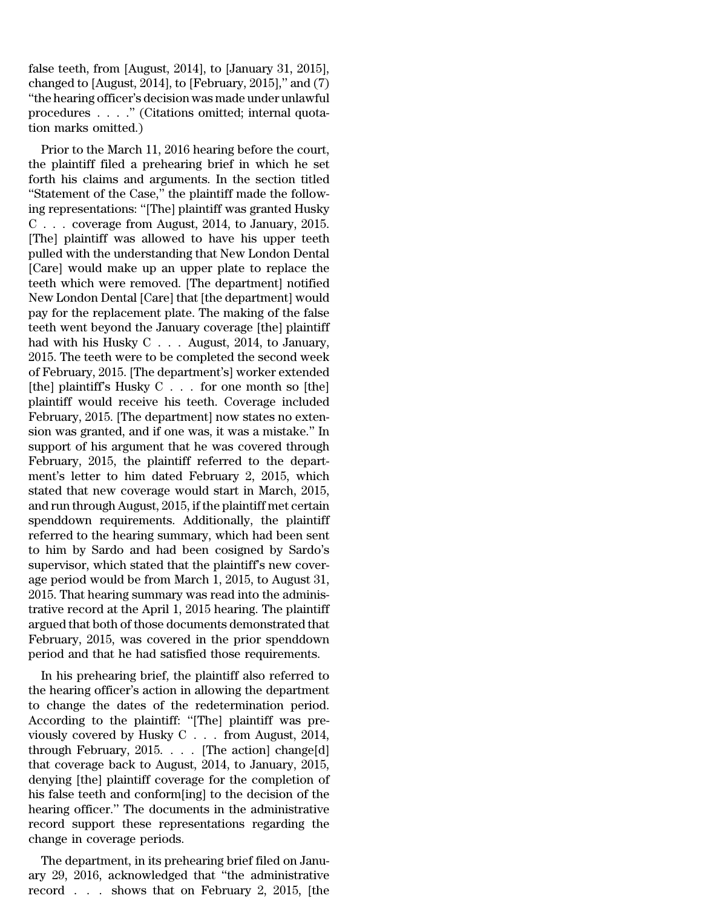false teeth, from [August, 2014], to [January 31, 2015], changed to [August, 2014], to [February, 2015]," and (7) "the hearing officer's decision was made under unlawful procedures . . . ." (Citations omitted; internal quotation marks omitted.)

Prior to the March 11, 2016 hearing before the court, the plaintiff filed a prehearing brief in which he set forth his claims and arguments. In the section titled "Statement of the Case," the plaintiff made the following representations: "[The] plaintiff was granted Husky C . . . coverage from August, 2014, to January, 2015. [The] plaintiff was allowed to have his upper teeth pulled with the understanding that New London Dental [Care] would make up an upper plate to replace the teeth which were removed. [The department] notified New London Dental [Care] that [the department] would pay for the replacement plate. The making of the false teeth went beyond the January coverage [the] plaintiff had with his Husky C . . . August, 2014, to January, 2015. The teeth were to be completed the second week of February, 2015. [The department's] worker extended [the] plaintiff's Husky C . . . for one month so [the] plaintiff would receive his teeth. Coverage included February, 2015. [The department] now states no extension was granted, and if one was, it was a mistake." In support of his argument that he was covered through February, 2015, the plaintiff referred to the department's letter to him dated February 2, 2015, which stated that new coverage would start in March, 2015, and run through August, 2015, if the plaintiff met certain spenddown requirements. Additionally, the plaintiff referred to the hearing summary, which had been sent to him by Sardo and had been cosigned by Sardo's supervisor, which stated that the plaintiff's new coverage period would be from March 1, 2015, to August 31, 2015. That hearing summary was read into the administrative record at the April 1, 2015 hearing. The plaintiff argued that both of those documents demonstrated that February, 2015, was covered in the prior spenddown period and that he had satisfied those requirements.

In his prehearing brief, the plaintiff also referred to the hearing officer's action in allowing the department to change the dates of the redetermination period. According to the plaintiff: "[The] plaintiff was previously covered by Husky C . . . from August, 2014, through February, 2015. . . . [The action] change[d] that coverage back to August, 2014, to January, 2015, denying [the] plaintiff coverage for the completion of his false teeth and conform[ing] to the decision of the hearing officer." The documents in the administrative record support these representations regarding the change in coverage periods.

The department, in its prehearing brief filed on January 29, 2016, acknowledged that "the administrative record . . . shows that on February 2, 2015, [the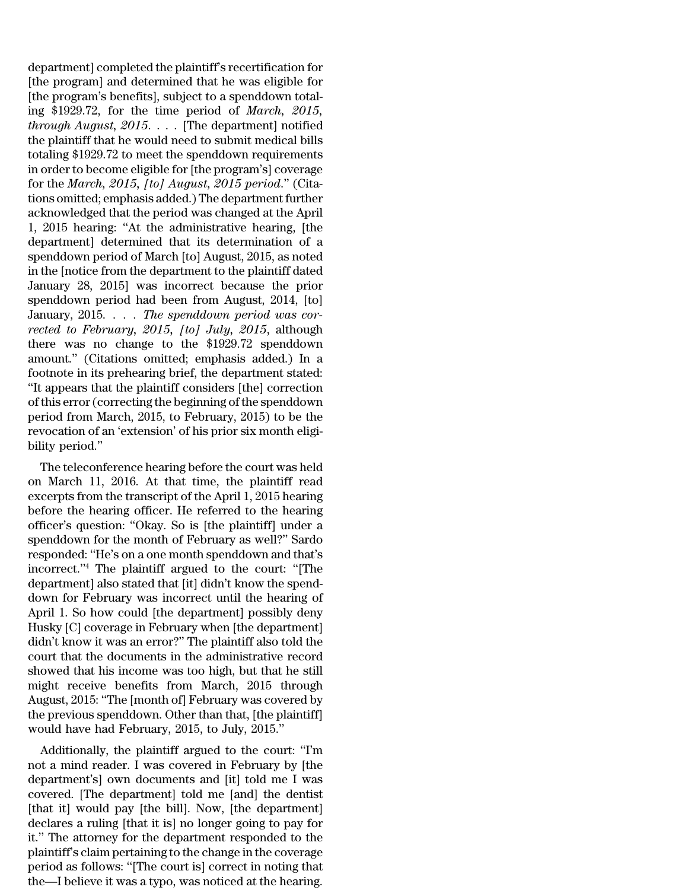department] completed the plaintiff's recertification for [the program] and determined that he was eligible for [the program's benefits], subject to a spenddown totaling $1929.72, for the time period of *March, 2015, through August, 2015*. . . . [The department] notified the plaintiff that he would need to submit medical bills totaling $1929.72 to meet the spenddown requirements in order to become eligible for [the program's] coverage for the *March, 2015, [to] August, 2015 period*." (Citations omitted; emphasis added.) The department further acknowledged that the period was changed at the April 1, 2015 hearing: "At the administrative hearing, [the department] determined that its determination of a spenddown period of March [to] August, 2015, as noted in the [notice from the department to the plaintiff dated January 28, 2015] was incorrect because the prior spenddown period had been from August, 2014, [to] January, 2015. . . . *The spenddown period was corrected to February, 2015, [to] July, 2015*, although there was no change to the $1929.72 spenddown amount." (Citations omitted; emphasis added.) In a footnote in its prehearing brief, the department stated: "It appears that the plaintiff considers [the] correction of this error (correcting the beginning of the spenddown period from March, 2015, to February, 2015) to be the revocation of an 'extension' of his prior six month eligibility period."

The teleconference hearing before the court was held on March 11, 2016. At that time, the plaintiff read excerpts from the transcript of the April 1, 2015 hearing before the hearing officer. He referred to the hearing officer's question: "Okay. So is [the plaintiff] under a spenddown for the month of February as well?" Sardo responded: "He's on a one month spenddown and that's incorrect."[4] The plaintiff argued to the court: "[The department] also stated that [it] didn't know the spenddown for February was incorrect until the hearing of April 1. So how could [the department] possibly deny Husky [C] coverage in February when [the department] didn't know it was an error?" The plaintiff also told the court that the documents in the administrative record showed that his income was too high, but that he still might receive benefits from March, 2015 through August, 2015: "The [month of] February was covered by the previous spenddown. Other than that, [the plaintiff] would have had February, 2015, to July, 2015."

Additionally, the plaintiff argued to the court: "I'm not a mind reader. I was covered in February by [the department's] own documents and [it] told me I was covered. [The department] told me [and] the dentist [that it] would pay [the bill]. Now, [the department] declares a ruling [that it is] no longer going to pay for it." The attorney for the department responded to the plaintiff's claim pertaining to the change in the coverage period as follows: "[The court is] correct in noting that the—I believe it was a typo, was noticed at the hearing.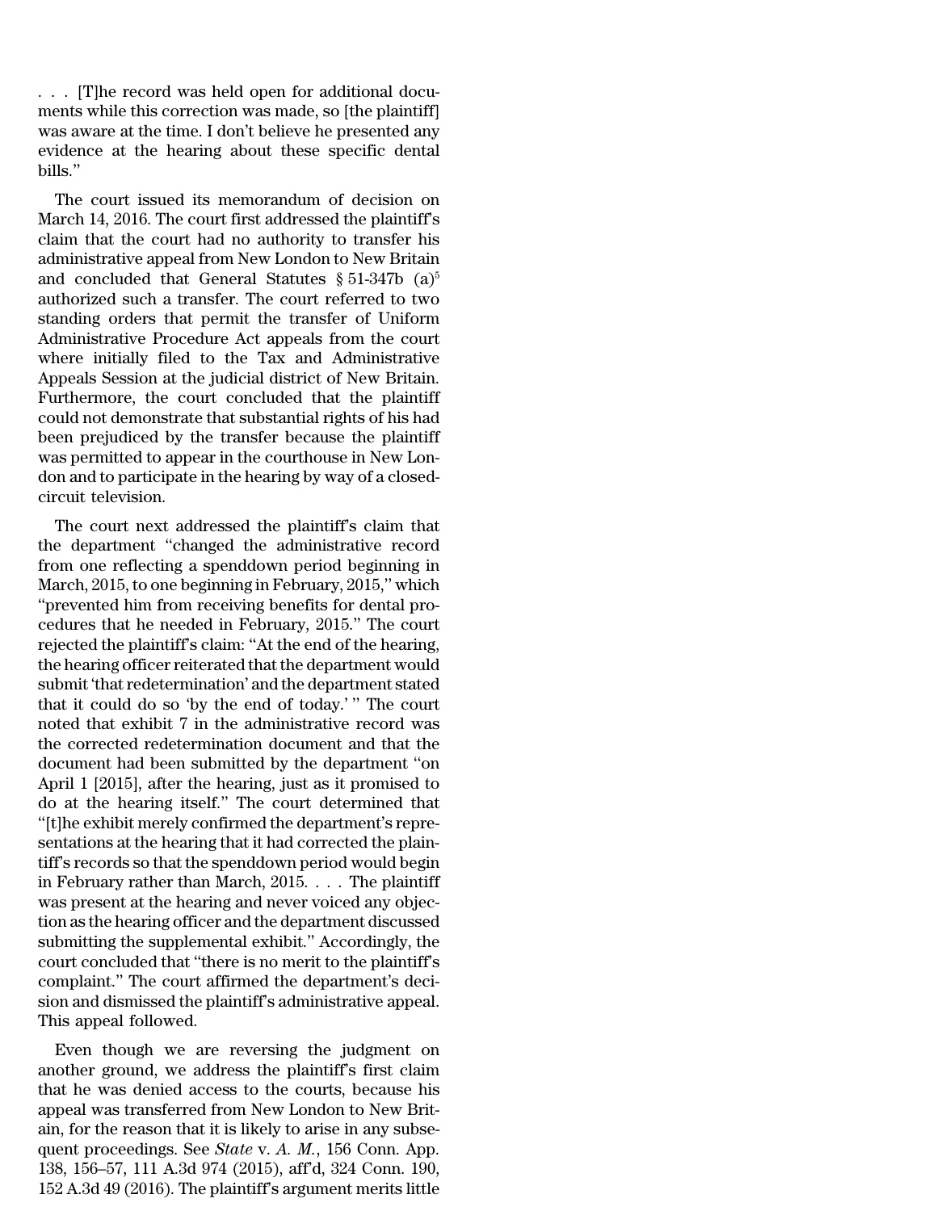. . . [T]he record was held open for additional documents while this correction was made, so [the plaintiff] was aware at the time. I don't believe he presented any evidence at the hearing about these specific dental bills."

The court issued its memorandum of decision on March 14, 2016. The court first addressed the plaintiff's claim that the court had no authority to transfer his administrative appeal from New London to New Britain and concluded that General Statutes § 51-347b (a)[5] authorized such a transfer. The court referred to two standing orders that permit the transfer of Uniform Administrative Procedure Act appeals from the court where initially filed to the Tax and Administrative Appeals Session at the judicial district of New Britain. Furthermore, the court concluded that the plaintiff could not demonstrate that substantial rights of his had been prejudiced by the transfer because the plaintiff was permitted to appear in the courthouse in New London and to participate in the hearing by way of a closed-circuit television.

The court next addressed the plaintiff's claim that the department "changed the administrative record from one reflecting a spenddown period beginning in March, 2015, to one beginning in February, 2015," which "prevented him from receiving benefits for dental procedures that he needed in February, 2015." The court rejected the plaintiff's claim: "At the end of the hearing, the hearing officer reiterated that the department would submit 'that redetermination' and the department stated that it could do so 'by the end of today.' " The court noted that exhibit 7 in the administrative record was the corrected redetermination document and that the document had been submitted by the department "on April 1 [2015], after the hearing, just as it promised to do at the hearing itself." The court determined that "[t]he exhibit merely confirmed the department's representations at the hearing that it had corrected the plaintiff's records so that the spenddown period would begin in February rather than March, 2015. . . . The plaintiff was present at the hearing and never voiced any objection as the hearing officer and the department discussed submitting the supplemental exhibit." Accordingly, the court concluded that "there is no merit to the plaintiff's complaint." The court affirmed the department's decision and dismissed the plaintiff's administrative appeal. This appeal followed.

Even though we are reversing the judgment on another ground, we address the plaintiff's first claim that he was denied access to the courts, because his appeal was transferred from New London to New Britain, for the reason that it is likely to arise in any subsequent proceedings. See *State* v. *A. M.*, 156 Conn. App. 138, 156–57, 111 A.3d 974 (2015), aff'd, 324 Conn. 190, 152 A.3d 49 (2016). The plaintiff's argument merits little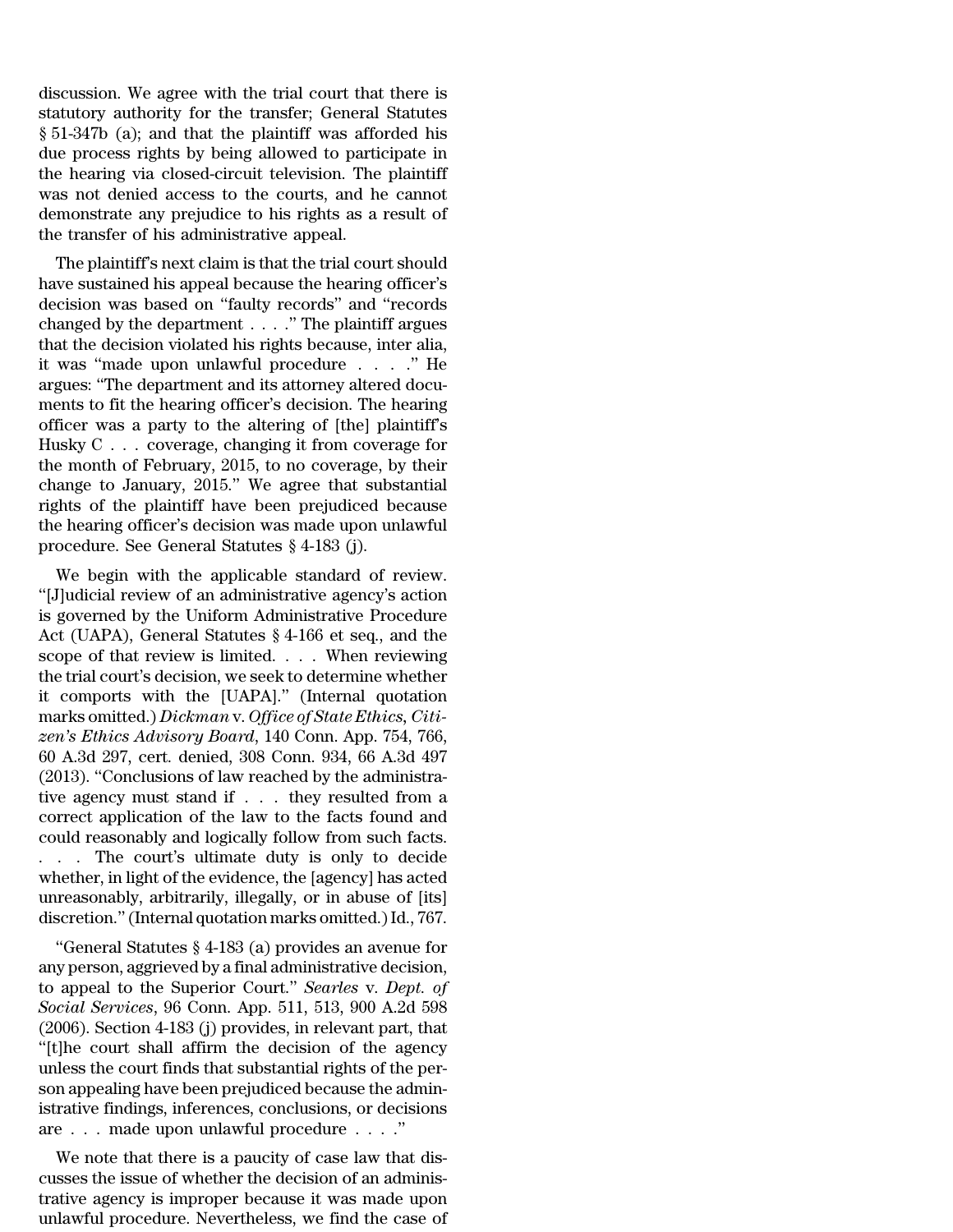discussion. We agree with the trial court that there is statutory authority for the transfer; General Statutes § 51-347b (a); and that the plaintiff was afforded his due process rights by being allowed to participate in the hearing via closed-circuit television. The plaintiff was not denied access to the courts, and he cannot demonstrate any prejudice to his rights as a result of the transfer of his administrative appeal.

The plaintiff's next claim is that the trial court should have sustained his appeal because the hearing officer's decision was based on "faulty records" and "records changed by the department . . . ." The plaintiff argues that the decision violated his rights because, inter alia, it was "made upon unlawful procedure . . . ." He argues: "The department and its attorney altered documents to fit the hearing officer's decision. The hearing officer was a party to the altering of [the] plaintiff's Husky C . . . coverage, changing it from coverage for the month of February, 2015, to no coverage, by their change to January, 2015." We agree that substantial rights of the plaintiff have been prejudiced because the hearing officer's decision was made upon unlawful procedure. See General Statutes § 4-183 (j).

We begin with the applicable standard of review. "[J]udicial review of an administrative agency's action is governed by the Uniform Administrative Procedure Act (UAPA), General Statutes § 4-166 et seq., and the scope of that review is limited. . . . When reviewing the trial court's decision, we seek to determine whether it comports with the [UAPA]." (Internal quotation marks omitted.) *Dickman* v. *Office of State Ethics, Citizen's Ethics Advisory Board*, 140 Conn. App. 754, 766, 60 A.3d 297, cert. denied, 308 Conn. 934, 66 A.3d 497 (2013). "Conclusions of law reached by the administrative agency must stand if . . . they resulted from a correct application of the law to the facts found and could reasonably and logically follow from such facts. . . . The court's ultimate duty is only to decide whether, in light of the evidence, the [agency] has acted unreasonably, arbitrarily, illegally, or in abuse of [its] discretion." (Internal quotation marks omitted.) Id., 767.

"General Statutes § 4-183 (a) provides an avenue for any person, aggrieved by a final administrative decision, to appeal to the Superior Court." *Searles* v. *Dept. of Social Services*, 96 Conn. App. 511, 513, 900 A.2d 598 (2006). Section 4-183 (j) provides, in relevant part, that "[t]he court shall affirm the decision of the agency unless the court finds that substantial rights of the person appealing have been prejudiced because the administrative findings, inferences, conclusions, or decisions are . . . made upon unlawful procedure . . . ."

We note that there is a paucity of case law that discusses the issue of whether the decision of an administrative agency is improper because it was made upon unlawful procedure. Nevertheless, we find the case of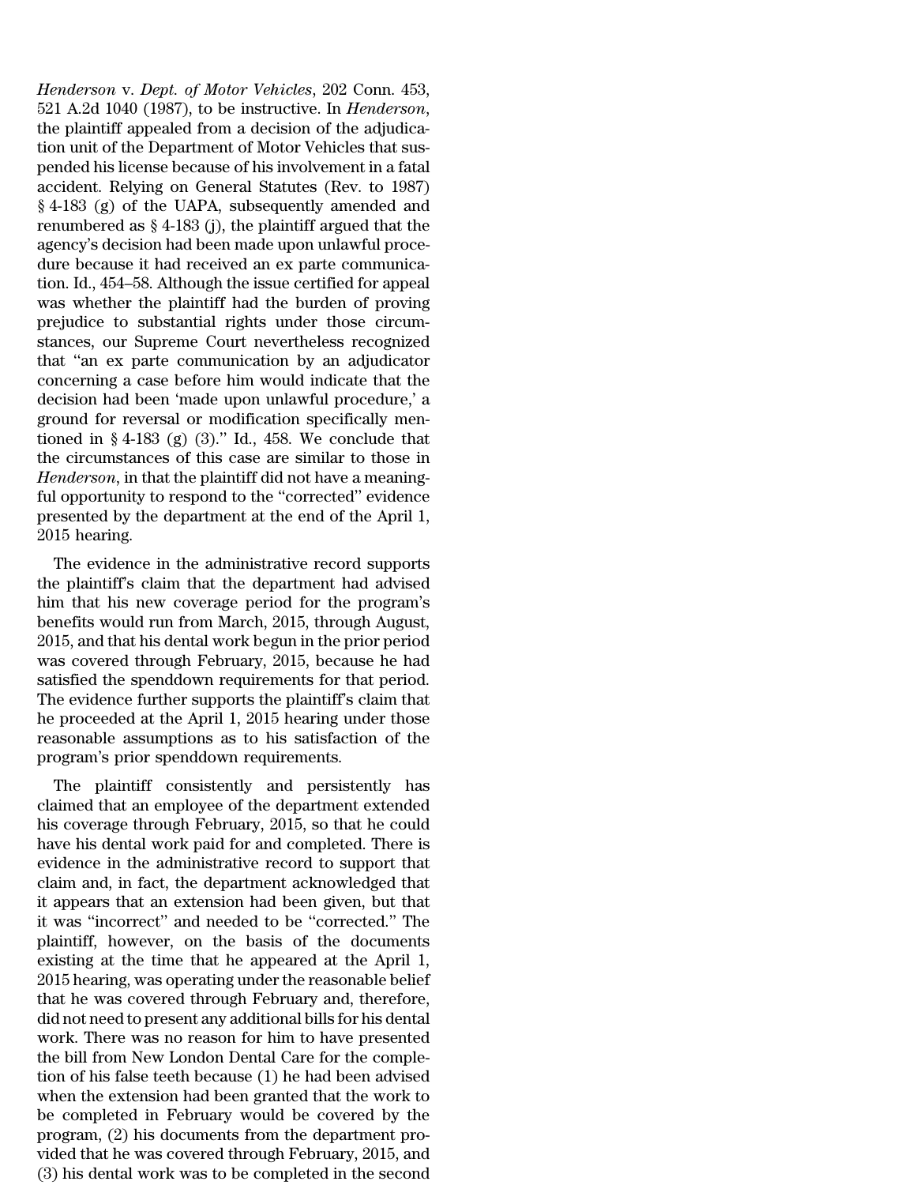*Henderson* v. *Dept. of Motor Vehicles*, 202 Conn. 453, 521 A.2d 1040 (1987), to be instructive. In *Henderson*, the plaintiff appealed from a decision of the adjudication unit of the Department of Motor Vehicles that suspended his license because of his involvement in a fatal accident. Relying on General Statutes (Rev. to 1987) § 4-183 (g) of the UAPA, subsequently amended and renumbered as § 4-183 (j), the plaintiff argued that the agency's decision had been made upon unlawful procedure because it had received an ex parte communication. Id., 454–58. Although the issue certified for appeal was whether the plaintiff had the burden of proving prejudice to substantial rights under those circumstances, our Supreme Court nevertheless recognized that "an ex parte communication by an adjudicator concerning a case before him would indicate that the decision had been 'made upon unlawful procedure,' a ground for reversal or modification specifically mentioned in § 4-183 (g) (3)." Id., 458. We conclude that the circumstances of this case are similar to those in *Henderson*, in that the plaintiff did not have a meaningful opportunity to respond to the "corrected" evidence presented by the department at the end of the April 1, 2015 hearing.

The evidence in the administrative record supports the plaintiff's claim that the department had advised him that his new coverage period for the program's benefits would run from March, 2015, through August, 2015, and that his dental work begun in the prior period was covered through February, 2015, because he had satisfied the spenddown requirements for that period. The evidence further supports the plaintiff's claim that he proceeded at the April 1, 2015 hearing under those reasonable assumptions as to his satisfaction of the program's prior spenddown requirements.

The plaintiff consistently and persistently has claimed that an employee of the department extended his coverage through February, 2015, so that he could have his dental work paid for and completed. There is evidence in the administrative record to support that claim and, in fact, the department acknowledged that it appears that an extension had been given, but that it was "incorrect" and needed to be "corrected." The plaintiff, however, on the basis of the documents existing at the time that he appeared at the April 1, 2015 hearing, was operating under the reasonable belief that he was covered through February and, therefore, did not need to present any additional bills for his dental work. There was no reason for him to have presented the bill from New London Dental Care for the completion of his false teeth because (1) he had been advised when the extension had been granted that the work to be completed in February would be covered by the program, (2) his documents from the department provided that he was covered through February, 2015, and (3) his dental work was to be completed in the second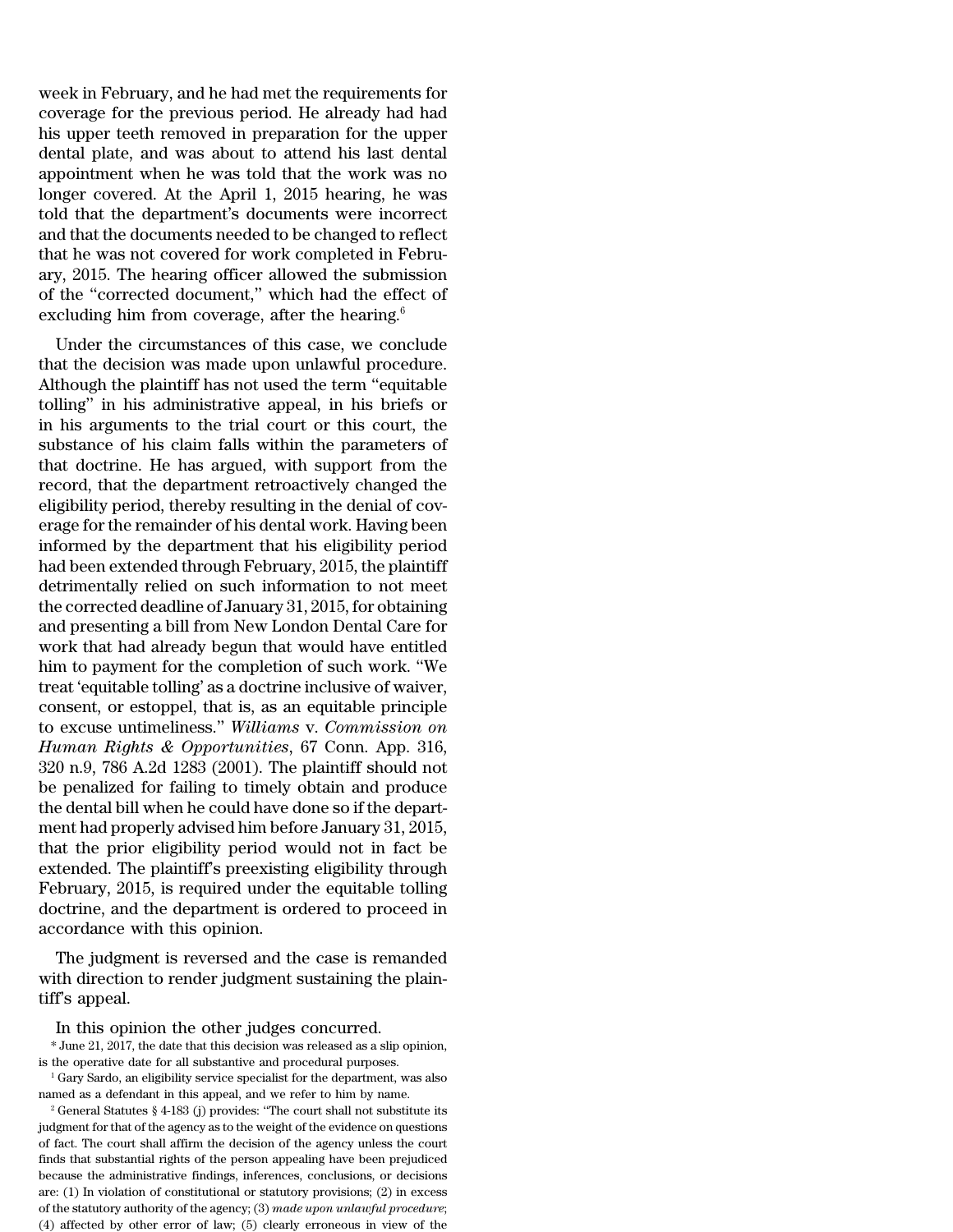week in February, and he had met the requirements for coverage for the previous period. He already had had his upper teeth removed in preparation for the upper dental plate, and was about to attend his last dental appointment when he was told that the work was no longer covered. At the April 1, 2015 hearing, he was told that the department's documents were incorrect and that the documents needed to be changed to reflect that he was not covered for work completed in February, 2015. The hearing officer allowed the submission of the "corrected document," which had the effect of excluding him from coverage, after the hearing.[6]

Under the circumstances of this case, we conclude that the decision was made upon unlawful procedure. Although the plaintiff has not used the term "equitable tolling" in his administrative appeal, in his briefs or in his arguments to the trial court or this court, the substance of his claim falls within the parameters of that doctrine. He has argued, with support from the record, that the department retroactively changed the eligibility period, thereby resulting in the denial of coverage for the remainder of his dental work. Having been informed by the department that his eligibility period had been extended through February, 2015, the plaintiff detrimentally relied on such information to not meet the corrected deadline of January 31, 2015, for obtaining and presenting a bill from New London Dental Care for work that had already begun that would have entitled him to payment for the completion of such work. "We treat 'equitable tolling' as a doctrine inclusive of waiver, consent, or estoppel, that is, as an equitable principle to excuse untimeliness." *Williams* v. *Commission on Human Rights & Opportunities*, 67 Conn. App. 316, 320 n.9, 786 A.2d 1283 (2001). The plaintiff should not be penalized for failing to timely obtain and produce the dental bill when he could have done so if the department had properly advised him before January 31, 2015, that the prior eligibility period would not in fact be extended. The plaintiff's preexisting eligibility through February, 2015, is required under the equitable tolling doctrine, and the department is ordered to proceed in accordance with this opinion.

The judgment is reversed and the case is remanded with direction to render judgment sustaining the plaintiff's appeal.

In this opinion the other judges concurred.

\* June 21, 2017, the date that this decision was released as a slip opinion, is the operative date for all substantive and procedural purposes.

[1] Gary Sardo, an eligibility service specialist for the department, was also named as a defendant in this appeal, and we refer to him by name.

[2] General Statutes § 4-183 (j) provides: "The court shall not substitute its judgment for that of the agency as to the weight of the evidence on questions of fact. The court shall affirm the decision of the agency unless the court finds that substantial rights of the person appealing have been prejudiced because the administrative findings, inferences, conclusions, or decisions are: (1) In violation of constitutional or statutory provisions; (2) in excess of the statutory authority of the agency; (3) *made upon unlawful procedure*; (4) affected by other error of law; (5) clearly erroneous in view of the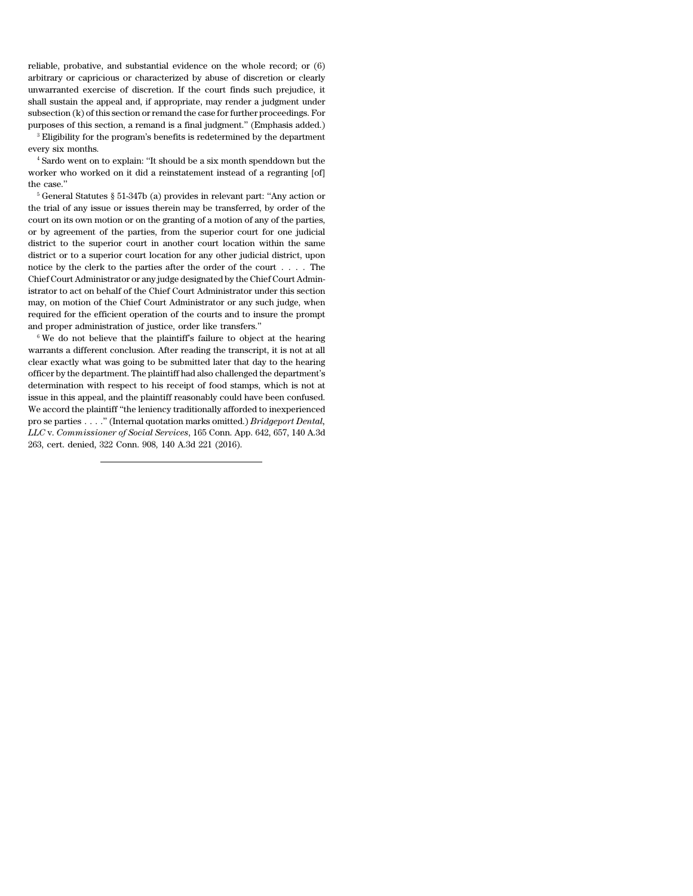reliable, probative, and substantial evidence on the whole record; or (6) arbitrary or capricious or characterized by abuse of discretion or clearly unwarranted exercise of discretion. If the court finds such prejudice, it shall sustain the appeal and, if appropriate, may render a judgment under subsection (k) of this section or remand the case for further proceedings. For purposes of this section, a remand is a final judgment." (Emphasis added.)

[3] Eligibility for the program's benefits is redetermined by the department every six months.

[4] Sardo went on to explain: "It should be a six month spenddown but the worker who worked on it did a reinstatement instead of a regranting [of] the case."

[5] General Statutes § 51-347b (a) provides in relevant part: "Any action or the trial of any issue or issues therein may be transferred, by order of the court on its own motion or on the granting of a motion of any of the parties, or by agreement of the parties, from the superior court for one judicial district to the superior court in another court location within the same district or to a superior court location for any other judicial district, upon notice by the clerk to the parties after the order of the court . . . . The Chief Court Administrator or any judge designated by the Chief Court Administrator to act on behalf of the Chief Court Administrator under this section may, on motion of the Chief Court Administrator or any such judge, when required for the efficient operation of the courts and to insure the prompt and proper administration of justice, order like transfers."

[6] We do not believe that the plaintiff's failure to object at the hearing warrants a different conclusion. After reading the transcript, it is not at all clear exactly what was going to be submitted later that day to the hearing officer by the department. The plaintiff had also challenged the department's determination with respect to his receipt of food stamps, which is not at issue in this appeal, and the plaintiff reasonably could have been confused. We accord the plaintiff "the leniency traditionally afforded to inexperienced pro se parties . . . ." (Internal quotation marks omitted.) *Bridgeport Dental, LLC* v. *Commissioner of Social Services*, 165 Conn. App. 642, 657, 140 A.3d 263, cert. denied, 322 Conn. 908, 140 A.3d 221 (2016).